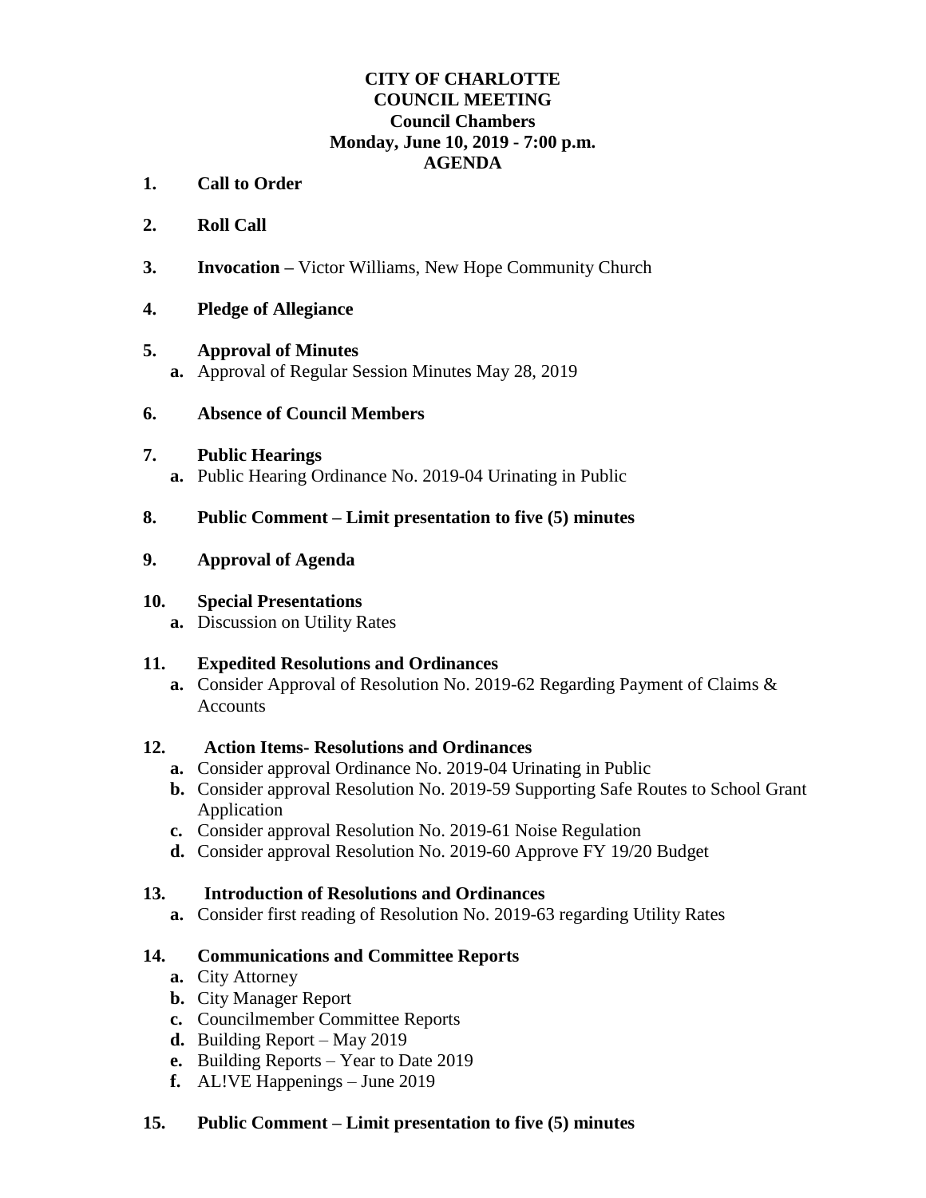**CITY OF CHARLOTTE**
**COUNCIL MEETING**
**Council Chambers**
**Monday, June 10, 2019 - 7:00 p.m.**
**AGENDA**

1. **Call to Order**

2. **Roll Call**

3. **Invocation –** Victor Williams, New Hope Community Church

4. **Pledge of Allegiance**

5. **Approval of Minutes**
   - **a.** Approval of Regular Session Minutes May 28, 2019

6. **Absence of Council Members**

7. **Public Hearings**
   - **a.** Public Hearing Ordinance No. 2019-04 Urinating in Public

8. **Public Comment – Limit presentation to five (5) minutes**

9. **Approval of Agenda**

10. **Special Presentations**
    - **a.** Discussion on Utility Rates

11. **Expedited Resolutions and Ordinances**
    - **a.** Consider Approval of Resolution No. 2019-62 Regarding Payment of Claims & Accounts

12. **Action Items- Resolutions and Ordinances**
    - **a.** Consider approval Ordinance No. 2019-04 Urinating in Public
    - **b.** Consider approval Resolution No. 2019-59 Supporting Safe Routes to School Grant Application
    - **c.** Consider approval Resolution No. 2019-61 Noise Regulation
    - **d.** Consider approval Resolution No. 2019-60 Approve FY 19/20 Budget

13. **Introduction of Resolutions and Ordinances**
    - **a.** Consider first reading of Resolution No. 2019-63 regarding Utility Rates

14. **Communications and Committee Reports**
    - **a.** City Attorney
    - **b.** City Manager Report
    - **c.** Councilmember Committee Reports
    - **d.** Building Report – May 2019
    - **e.** Building Reports – Year to Date 2019
    - **f.** AL!VE Happenings – June 2019

15. **Public Comment – Limit presentation to five (5) minutes**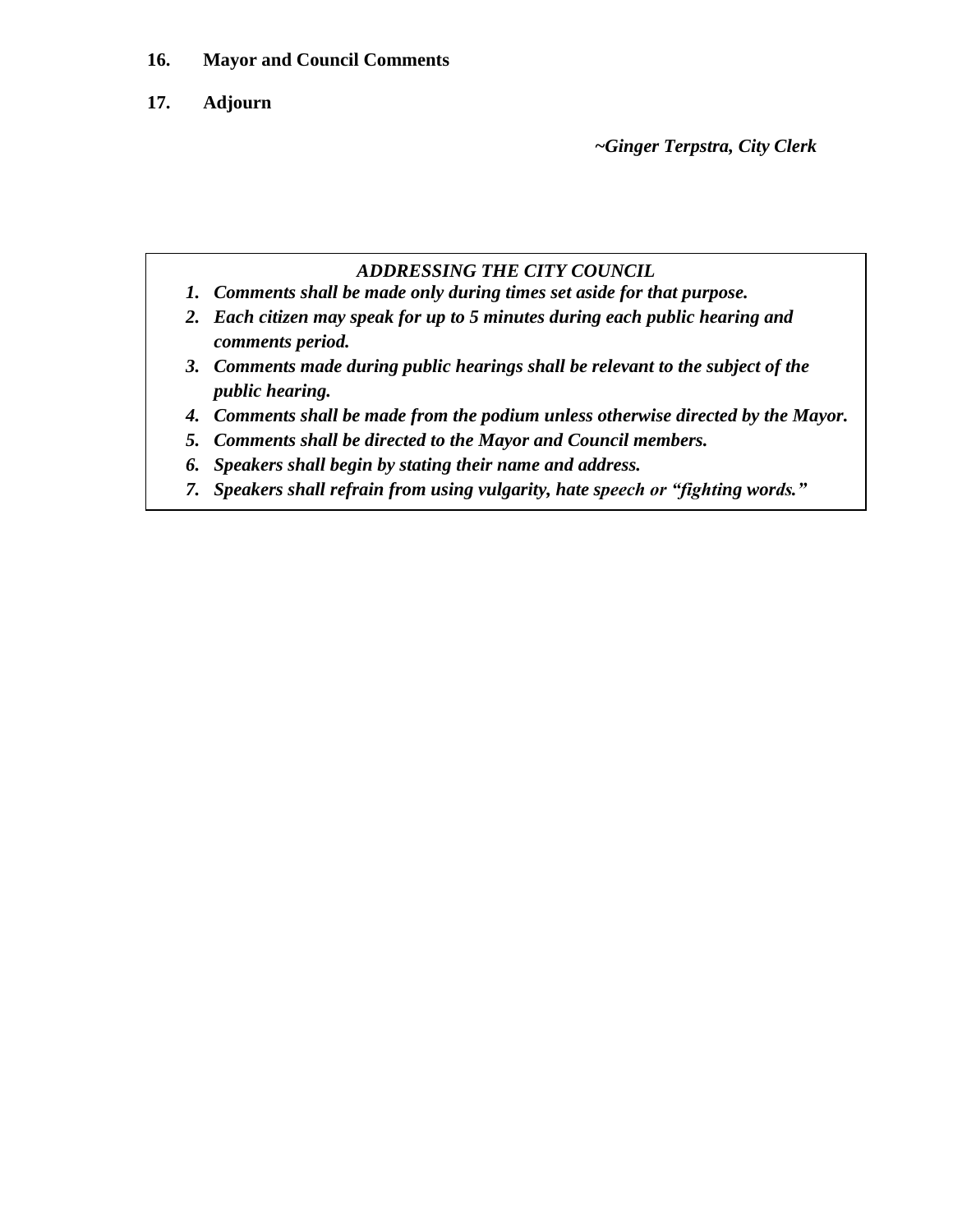**16. Mayor and Council Comments**

**17. Adjourn**

***~Ginger Terpstra, City Clerk***

***ADDRESSING THE CITY COUNCIL***

1. ***Comments shall be made only during times set aside for that purpose.***
2. ***Each citizen may speak for up to 5 minutes during each public hearing and comments period.***
3. ***Comments made during public hearings shall be relevant to the subject of the public hearing.***
4. ***Comments shall be made from the podium unless otherwise directed by the Mayor.***
5. ***Comments shall be directed to the Mayor and Council members.***
6. ***Speakers shall begin by stating their name and address.***
7. ***Speakers shall refrain from using vulgarity, hate speech or "fighting words."***